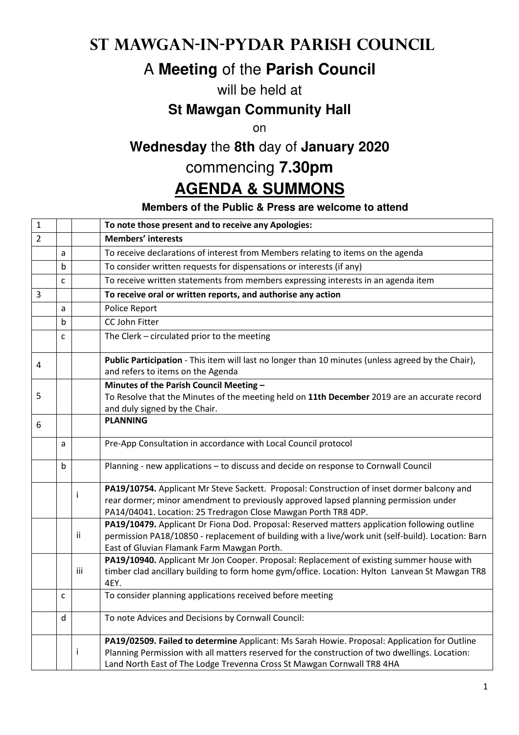# ST MAWGAN-IN-PYDAR PARISH COUNCIL

## A **Meeting** of the **Parish Council**

will be held at

### **St Mawgan Community Hall**

on

### **Wednesday** the **8th** day of **January 2020**

## commencing **7.30pm**

# **AGENDA & SUMMONS**

**Members of the Public & Press are welcome to attend**

| | | | |
|---|---|---|---|
| 1 | | | **To note those present and to receive any Apologies:** |
| 2 | | | **Members' interests** |
| | a | | To receive declarations of interest from Members relating to items on the agenda |
| | b | | To consider written requests for dispensations or interests (if any) |
| | c | | To receive written statements from members expressing interests in an agenda item |
| 3 | | | **To receive oral or written reports, and authorise any action** |
| | a | | Police Report |
| | b | | CC John Fitter |
| | c | | The Clerk – circulated prior to the meeting |
| 4 | | | **Public Participation** - This item will last no longer than 10 minutes (unless agreed by the Chair), and refers to items on the Agenda |
| 5 | | | **Minutes of the Parish Council Meeting –** To Resolve that the Minutes of the meeting held on **11th December** 2019 are an accurate record and duly signed by the Chair. |
| 6 | | | **PLANNING** |
| | a | | Pre-App Consultation in accordance with Local Council protocol |
| | b | | Planning - new applications – to discuss and decide on response to Cornwall Council |
| | | i | **PA19/10754.** Applicant Mr Steve Sackett. Proposal: Construction of inset dormer balcony and rear dormer; minor amendment to previously approved lapsed planning permission under PA14/04041. Location: 25 Tredragon Close Mawgan Porth TR8 4DP. |
| | | ii | **PA19/10479.** Applicant Dr Fiona Dod. Proposal: Reserved matters application following outline permission PA18/10850 - replacement of building with a live/work unit (self-build). Location: Barn East of Gluvian Flamank Farm Mawgan Porth. |
| | | iii | **PA19/10940.** Applicant Mr Jon Cooper. Proposal: Replacement of existing summer house with timber clad ancillary building to form home gym/office. Location: Hylton Lanvean St Mawgan TR8 4EY. |
| | c | | To consider planning applications received before meeting |
| | d | | To note Advices and Decisions by Cornwall Council: |
| | | i | **PA19/02509. Failed to determine** Applicant: Ms Sarah Howie. Proposal: Application for Outline Planning Permission with all matters reserved for the construction of two dwellings. Location: Land North East of The Lodge Trevenna Cross St Mawgan Cornwall TR8 4HA |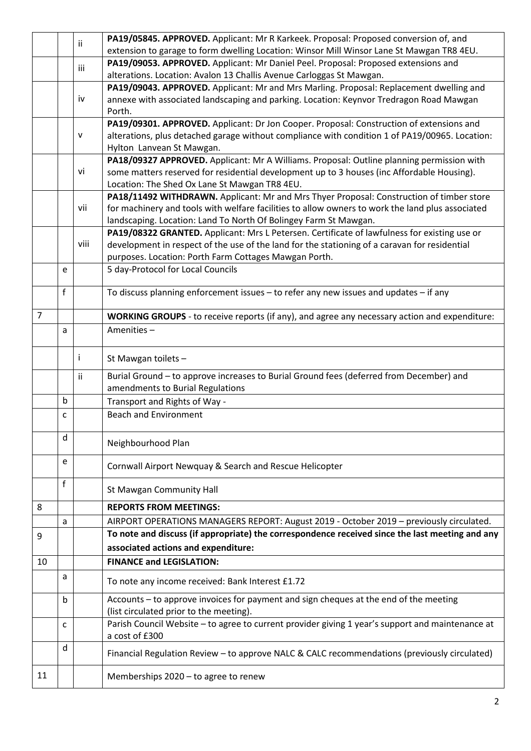| | | | |
|---|---|---|---|
| | | ii | **PA19/05845. APPROVED.** Applicant: Mr R Karkeek. Proposal: Proposed conversion of, and extension to garage to form dwelling Location: Winsor Mill Winsor Lane St Mawgan TR8 4EU. |
| | | iii | **PA19/09053. APPROVED.** Applicant: Mr Daniel Peel. Proposal: Proposed extensions and alterations. Location: Avalon 13 Challis Avenue Carloggas St Mawgan. |
| | | iv | **PA19/09043. APPROVED.** Applicant: Mr and Mrs Marling. Proposal: Replacement dwelling and annexe with associated landscaping and parking. Location: Keynvor Tredragon Road Mawgan Porth. |
| | | v | **PA19/09301. APPROVED.** Applicant: Dr Jon Cooper. Proposal: Construction of extensions and alterations, plus detached garage without compliance with condition 1 of PA19/00965. Location: Hylton Lanvean St Mawgan. |
| | | vi | **PA18/09327 APPROVED.** Applicant: Mr A Williams. Proposal: Outline planning permission with some matters reserved for residential development up to 3 houses (inc Affordable Housing). Location: The Shed Ox Lane St Mawgan TR8 4EU. |
| | | vii | **PA18/11492 WITHDRAWN.** Applicant: Mr and Mrs Thyer Proposal: Construction of timber store for machinery and tools with welfare facilities to allow owners to work the land plus associated landscaping. Location: Land To North Of Bolingey Farm St Mawgan. |
| | | viii | **PA19/08322 GRANTED.** Applicant: Mrs L Petersen. Certificate of lawfulness for existing use or development in respect of the use of the land for the stationing of a caravan for residential purposes. Location: Porth Farm Cottages Mawgan Porth. |
| | e | | 5 day-Protocol for Local Councils |
| | f | | To discuss planning enforcement issues – to refer any new issues and updates – if any |
| 7 | | | **WORKING GROUPS** - to receive reports (if any), and agree any necessary action and expenditure: |
| | a | | Amenities – |
| | | i | St Mawgan toilets – |
| | | ii | Burial Ground – to approve increases to Burial Ground fees (deferred from December) and amendments to Burial Regulations |
| | b | | Transport and Rights of Way - |
| | c | | Beach and Environment |
| | d | | Neighbourhood Plan |
| | e | | Cornwall Airport Newquay & Search and Rescue Helicopter |
| | f | | St Mawgan Community Hall |
| 8 | | | **REPORTS FROM MEETINGS:** |
| | a | | AIRPORT OPERATIONS MANAGERS REPORT: August 2019 - October 2019 – previously circulated. |
| 9 | | | **To note and discuss (if appropriate) the correspondence received since the last meeting and any associated actions and expenditure:** |
| 10 | | | **FINANCE and LEGISLATION:** |
| | a | | To note any income received: Bank Interest £1.72 |
| | b | | Accounts – to approve invoices for payment and sign cheques at the end of the meeting (list circulated prior to the meeting). |
| | c | | Parish Council Website – to agree to current provider giving 1 year's support and maintenance at a cost of £300 |
| | d | | Financial Regulation Review – to approve NALC & CALC recommendations (previously circulated) |
| 11 | | | Memberships 2020 – to agree to renew |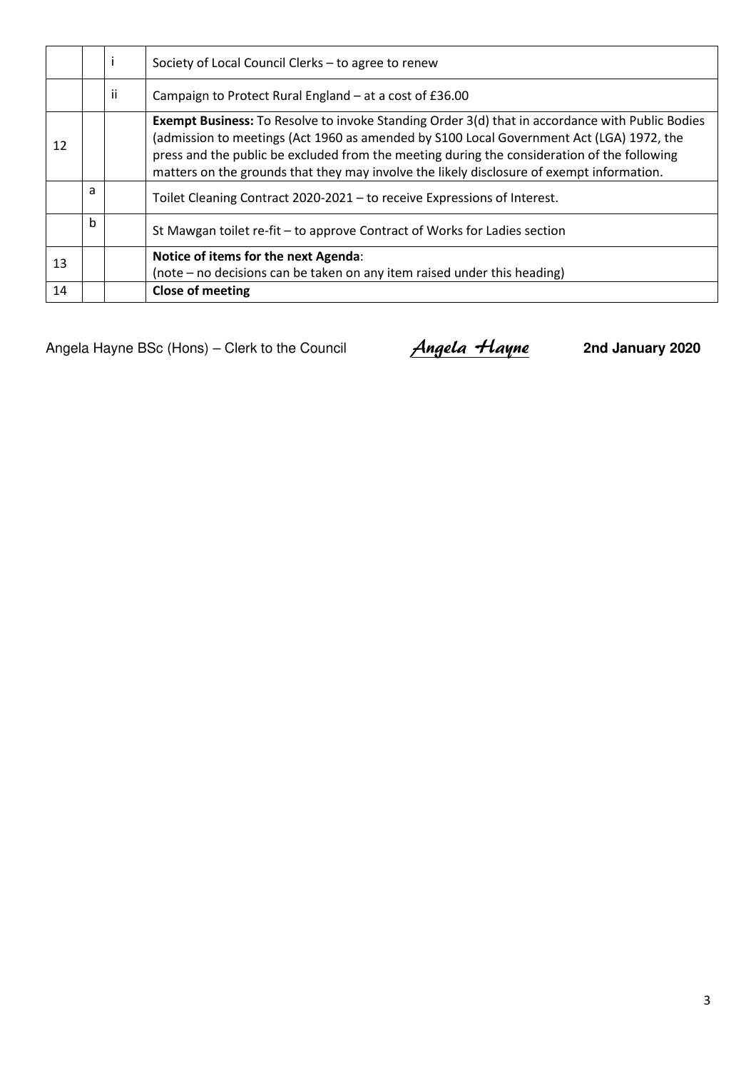| | | | |
|---|---|---|---|
| | | i | Society of Local Council Clerks – to agree to renew |
| | | ii | Campaign to Protect Rural England – at a cost of £36.00 |
| 12 | | | **Exempt Business:** To Resolve to invoke Standing Order 3(d) that in accordance with Public Bodies (admission to meetings (Act 1960 as amended by S100 Local Government Act (LGA) 1972, the press and the public be excluded from the meeting during the consideration of the following matters on the grounds that they may involve the likely disclosure of exempt information. |
| | a | | Toilet Cleaning Contract 2020-2021 – to receive Expressions of Interest. |
| | b | | St Mawgan toilet re-fit – to approve Contract of Works for Ladies section |
| 13 | | | **Notice of items for the next Agenda**: (note – no decisions can be taken on any item raised under this heading) |
| 14 | | | **Close of meeting** |

Angela Hayne BSc (Hons) – Clerk to the Council *Angela Hayne* **2nd January 2020**